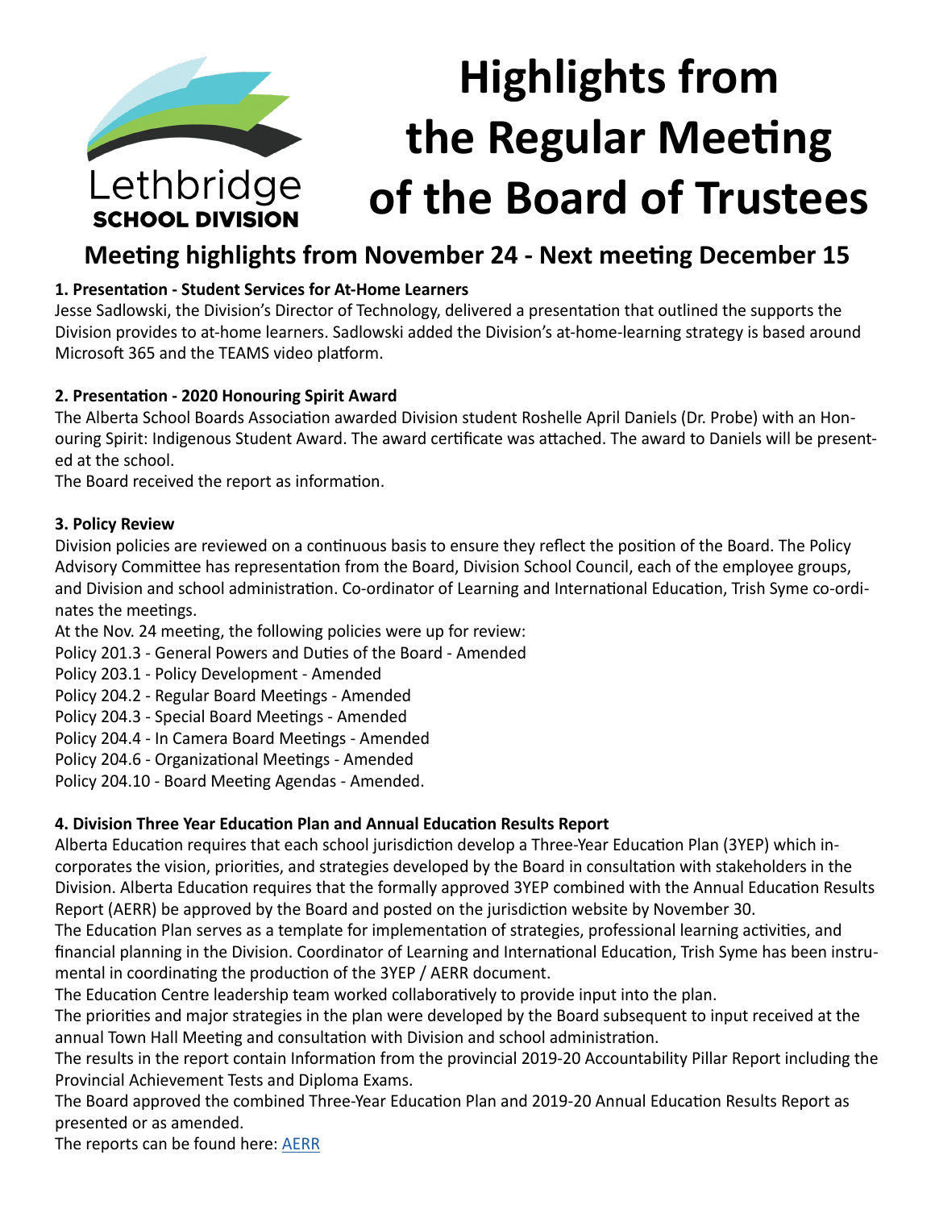Lethbridge
SCHOOL DIVISION

# Highlights from the Regular Meeting of the Board of Trustees

## Meeting highlights from November 24 - Next meeting December 15

### 1. Presentation - Student Services for At-Home Learners

Jesse Sadlowski, the Division's Director of Technology, delivered a presentation that outlined the supports the Division provides to at-home learners. Sadlowski added the Division's at-home-learning strategy is based around Microsoft 365 and the TEAMS video platform.

### 2. Presentation - 2020 Honouring Spirit Award

The Alberta School Boards Association awarded Division student Roshelle April Daniels (Dr. Probe) with an Honouring Spirit: Indigenous Student Award. The award certificate was attached. The award to Daniels will be presented at the school.

The Board received the report as information.

### 3. Policy Review

Division policies are reviewed on a continuous basis to ensure they reflect the position of the Board. The Policy Advisory Committee has representation from the Board, Division School Council, each of the employee groups, and Division and school administration. Co-ordinator of Learning and International Education, Trish Syme co-ordinates the meetings.

At the Nov. 24 meeting, the following policies were up for review:

Policy 201.3 - General Powers and Duties of the Board - Amended
Policy 203.1 - Policy Development - Amended
Policy 204.2 - Regular Board Meetings - Amended
Policy 204.3 - Special Board Meetings - Amended
Policy 204.4 - In Camera Board Meetings - Amended
Policy 204.6 - Organizational Meetings - Amended
Policy 204.10 - Board Meeting Agendas - Amended.

### 4. Division Three Year Education Plan and Annual Education Results Report

Alberta Education requires that each school jurisdiction develop a Three-Year Education Plan (3YEP) which incorporates the vision, priorities, and strategies developed by the Board in consultation with stakeholders in the Division. Alberta Education requires that the formally approved 3YEP combined with the Annual Education Results Report (AERR) be approved by the Board and posted on the jurisdiction website by November 30.

The Education Plan serves as a template for implementation of strategies, professional learning activities, and financial planning in the Division. Coordinator of Learning and International Education, Trish Syme has been instrumental in coordinating the production of the 3YEP / AERR document.

The Education Centre leadership team worked collaboratively to provide input into the plan.

The priorities and major strategies in the plan were developed by the Board subsequent to input received at the annual Town Hall Meeting and consultation with Division and school administration.

The results in the report contain Information from the provincial 2019-20 Accountability Pillar Report including the Provincial Achievement Tests and Diploma Exams.

The Board approved the combined Three-Year Education Plan and 2019-20 Annual Education Results Report as presented or as amended.

The reports can be found here: AERR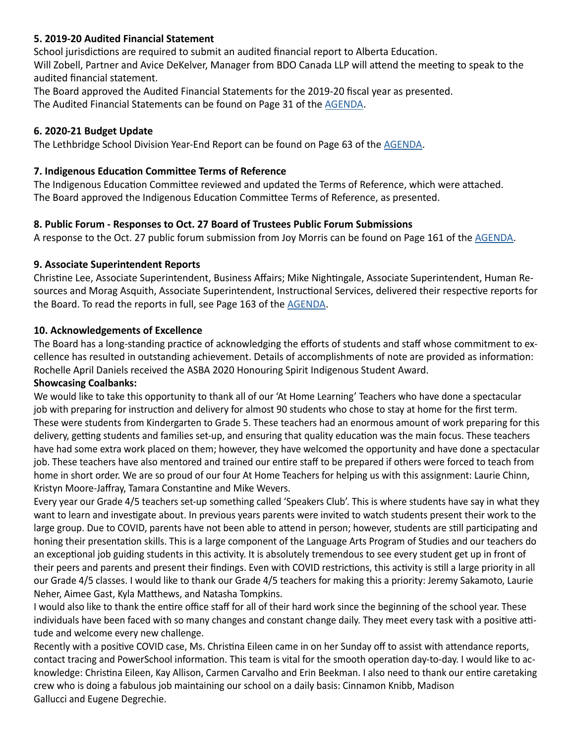### 5. 2019-20 Audited Financial Statement

School jurisdictions are required to submit an audited financial report to Alberta Education.
Will Zobell, Partner and Avice DeKelver, Manager from BDO Canada LLP will attend the meeting to speak to the audited financial statement.
The Board approved the Audited Financial Statements for the 2019-20 fiscal year as presented.
The Audited Financial Statements can be found on Page 31 of the AGENDA.

### 6. 2020-21 Budget Update

The Lethbridge School Division Year-End Report can be found on Page 63 of the AGENDA.

### 7. Indigenous Education Committee Terms of Reference

The Indigenous Education Committee reviewed and updated the Terms of Reference, which were attached.
The Board approved the Indigenous Education Committee Terms of Reference, as presented.

### 8. Public Forum - Responses to Oct. 27 Board of Trustees Public Forum Submissions

A response to the Oct. 27 public forum submission from Joy Morris can be found on Page 161 of the AGENDA.

### 9. Associate Superintendent Reports

Christine Lee, Associate Superintendent, Business Affairs; Mike Nightingale, Associate Superintendent, Human Resources and Morag Asquith, Associate Superintendent, Instructional Services, delivered their respective reports for the Board. To read the reports in full, see Page 163 of the AGENDA.

### 10. Acknowledgements of Excellence

The Board has a long-standing practice of acknowledging the efforts of students and staff whose commitment to excellence has resulted in outstanding achievement. Details of accomplishments of note are provided as information:
Rochelle April Daniels received the ASBA 2020 Honouring Spirit Indigenous Student Award.

**Showcasing Coalbanks:**

We would like to take this opportunity to thank all of our 'At Home Learning' Teachers who have done a spectacular job with preparing for instruction and delivery for almost 90 students who chose to stay at home for the first term. These were students from Kindergarten to Grade 5. These teachers had an enormous amount of work preparing for this delivery, getting students and families set-up, and ensuring that quality education was the main focus. These teachers have had some extra work placed on them; however, they have welcomed the opportunity and have done a spectacular job. These teachers have also mentored and trained our entire staff to be prepared if others were forced to teach from home in short order. We are so proud of our four At Home Teachers for helping us with this assignment: Laurie Chinn, Kristyn Moore-Jaffray, Tamara Constantine and Mike Wevers.

Every year our Grade 4/5 teachers set-up something called 'Speakers Club'. This is where students have say in what they want to learn and investigate about. In previous years parents were invited to watch students present their work to the large group. Due to COVID, parents have not been able to attend in person; however, students are still participating and honing their presentation skills. This is a large component of the Language Arts Program of Studies and our teachers do an exceptional job guiding students in this activity. It is absolutely tremendous to see every student get up in front of their peers and parents and present their findings. Even with COVID restrictions, this activity is still a large priority in all our Grade 4/5 classes. I would like to thank our Grade 4/5 teachers for making this a priority: Jeremy Sakamoto, Laurie Neher, Aimee Gast, Kyla Matthews, and Natasha Tompkins.

I would also like to thank the entire office staff for all of their hard work since the beginning of the school year. These individuals have been faced with so many changes and constant change daily. They meet every task with a positive attitude and welcome every new challenge.

Recently with a positive COVID case, Ms. Christina Eileen came in on her Sunday off to assist with attendance reports, contact tracing and PowerSchool information. This team is vital for the smooth operation day-to-day. I would like to acknowledge: Christina Eileen, Kay Allison, Carmen Carvalho and Erin Beekman. I also need to thank our entire caretaking crew who is doing a fabulous job maintaining our school on a daily basis: Cinnamon Knibb, Madison Gallucci and Eugene Degrechie.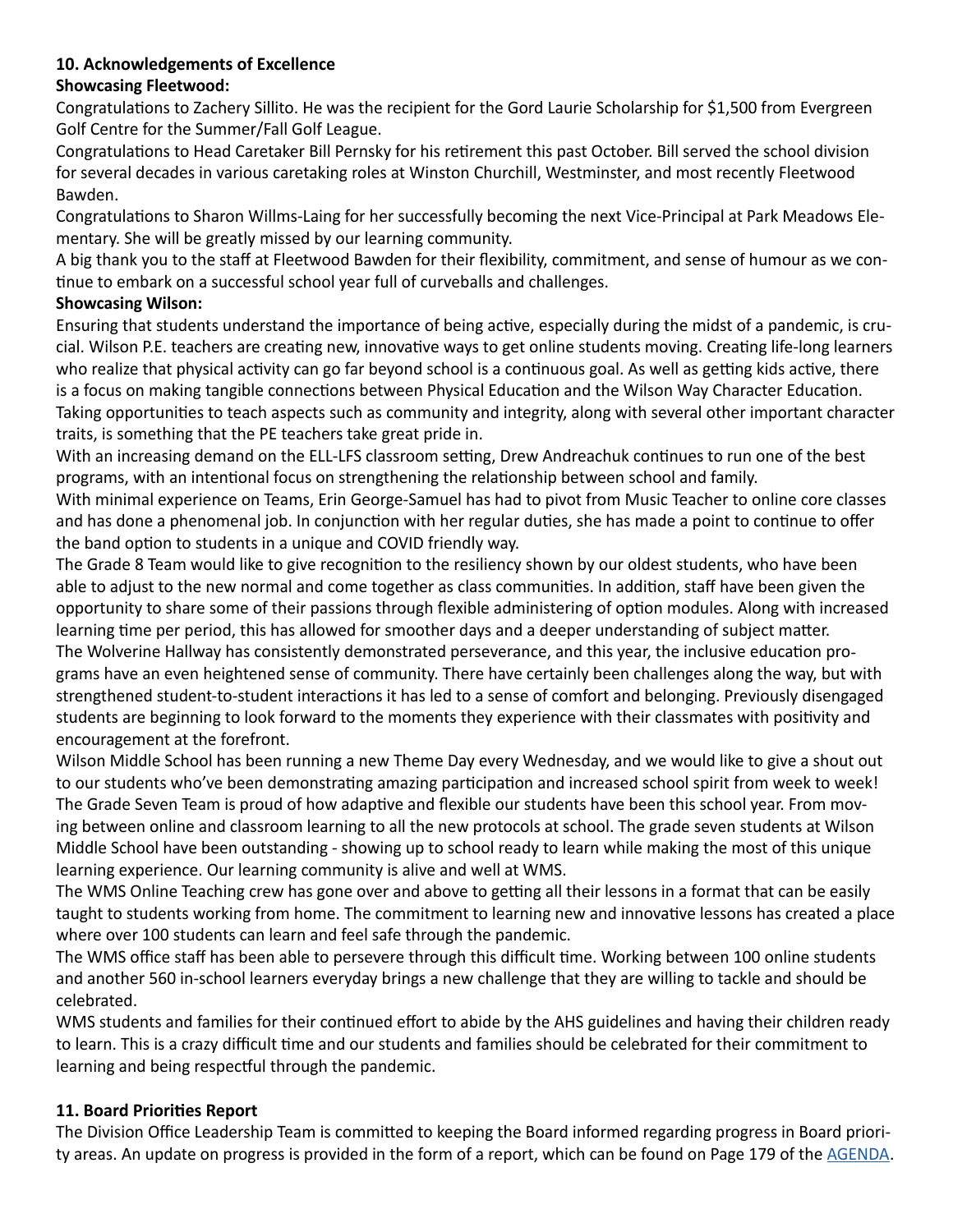### 10. Acknowledgements of Excellence

**Showcasing Fleetwood:**

Congratulations to Zachery Sillito. He was the recipient for the Gord Laurie Scholarship for $1,500 from Evergreen Golf Centre for the Summer/Fall Golf League.

Congratulations to Head Caretaker Bill Pernsky for his retirement this past October. Bill served the school division for several decades in various caretaking roles at Winston Churchill, Westminster, and most recently Fleetwood Bawden.

Congratulations to Sharon Willms-Laing for her successfully becoming the next Vice-Principal at Park Meadows Elementary. She will be greatly missed by our learning community.

A big thank you to the staff at Fleetwood Bawden for their flexibility, commitment, and sense of humour as we continue to embark on a successful school year full of curveballs and challenges.

**Showcasing Wilson:**

Ensuring that students understand the importance of being active, especially during the midst of a pandemic, is crucial. Wilson P.E. teachers are creating new, innovative ways to get online students moving. Creating life-long learners who realize that physical activity can go far beyond school is a continuous goal. As well as getting kids active, there is a focus on making tangible connections between Physical Education and the Wilson Way Character Education. Taking opportunities to teach aspects such as community and integrity, along with several other important character traits, is something that the PE teachers take great pride in.

With an increasing demand on the ELL-LFS classroom setting, Drew Andreachuk continues to run one of the best programs, with an intentional focus on strengthening the relationship between school and family.

With minimal experience on Teams, Erin George-Samuel has had to pivot from Music Teacher to online core classes and has done a phenomenal job. In conjunction with her regular duties, she has made a point to continue to offer the band option to students in a unique and COVID friendly way.

The Grade 8 Team would like to give recognition to the resiliency shown by our oldest students, who have been able to adjust to the new normal and come together as class communities. In addition, staff have been given the opportunity to share some of their passions through flexible administering of option modules. Along with increased learning time per period, this has allowed for smoother days and a deeper understanding of subject matter.

The Wolverine Hallway has consistently demonstrated perseverance, and this year, the inclusive education programs have an even heightened sense of community. There have certainly been challenges along the way, but with strengthened student-to-student interactions it has led to a sense of comfort and belonging. Previously disengaged students are beginning to look forward to the moments they experience with their classmates with positivity and encouragement at the forefront.

Wilson Middle School has been running a new Theme Day every Wednesday, and we would like to give a shout out to our students who've been demonstrating amazing participation and increased school spirit from week to week!

The Grade Seven Team is proud of how adaptive and flexible our students have been this school year. From moving between online and classroom learning to all the new protocols at school. The grade seven students at Wilson Middle School have been outstanding - showing up to school ready to learn while making the most of this unique learning experience. Our learning community is alive and well at WMS.

The WMS Online Teaching crew has gone over and above to getting all their lessons in a format that can be easily taught to students working from home. The commitment to learning new and innovative lessons has created a place where over 100 students can learn and feel safe through the pandemic.

The WMS office staff has been able to persevere through this difficult time. Working between 100 online students and another 560 in-school learners everyday brings a new challenge that they are willing to tackle and should be celebrated.

WMS students and families for their continued effort to abide by the AHS guidelines and having their children ready to learn. This is a crazy difficult time and our students and families should be celebrated for their commitment to learning and being respectful through the pandemic.

### 11. Board Priorities Report

The Division Office Leadership Team is committed to keeping the Board informed regarding progress in Board priority areas. An update on progress is provided in the form of a report, which can be found on Page 179 of the AGENDA.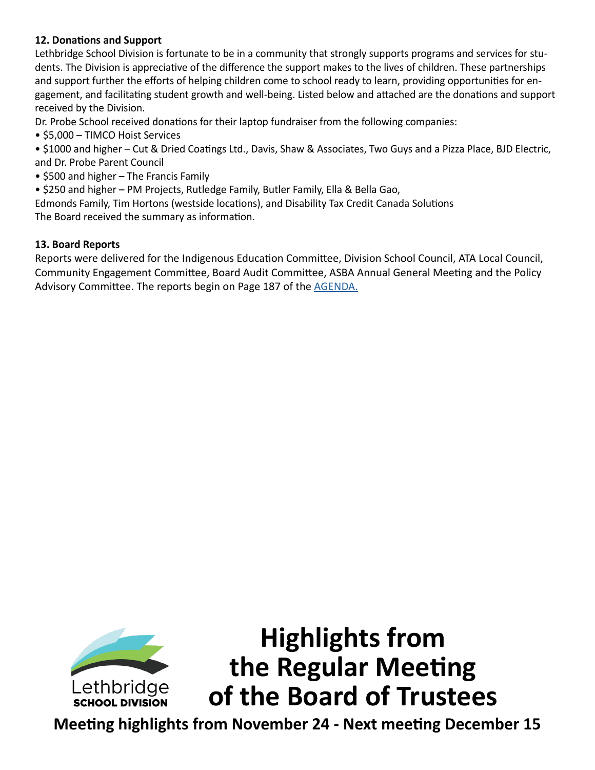**12. Donations and Support**

Lethbridge School Division is fortunate to be in a community that strongly supports programs and services for students. The Division is appreciative of the difference the support makes to the lives of children. These partnerships and support further the efforts of helping children come to school ready to learn, providing opportunities for engagement, and facilitating student growth and well-being. Listed below and attached are the donations and support received by the Division.

Dr. Probe School received donations for their laptop fundraiser from the following companies:

- $5,000 – TIMCO Hoist Services
- $1000 and higher – Cut & Dried Coatings Ltd., Davis, Shaw & Associates, Two Guys and a Pizza Place, BJD Electric, and Dr. Probe Parent Council
- $500 and higher – The Francis Family
- $250 and higher – PM Projects, Rutledge Family, Butler Family, Ella & Bella Gao, Edmonds Family, Tim Hortons (westside locations), and Disability Tax Credit Canada Solutions

The Board received the summary as information.

**13. Board Reports**

Reports were delivered for the Indigenous Education Committee, Division School Council, ATA Local Council, Community Engagement Committee, Board Audit Committee, ASBA Annual General Meeting and the Policy Advisory Committee. The reports begin on Page 187 of the AGENDA.

Lethbridge
SCHOOL DIVISION

# Highlights from the Regular Meeting of the Board of Trustees

**Meeting highlights from November 24 - Next meeting December 15**